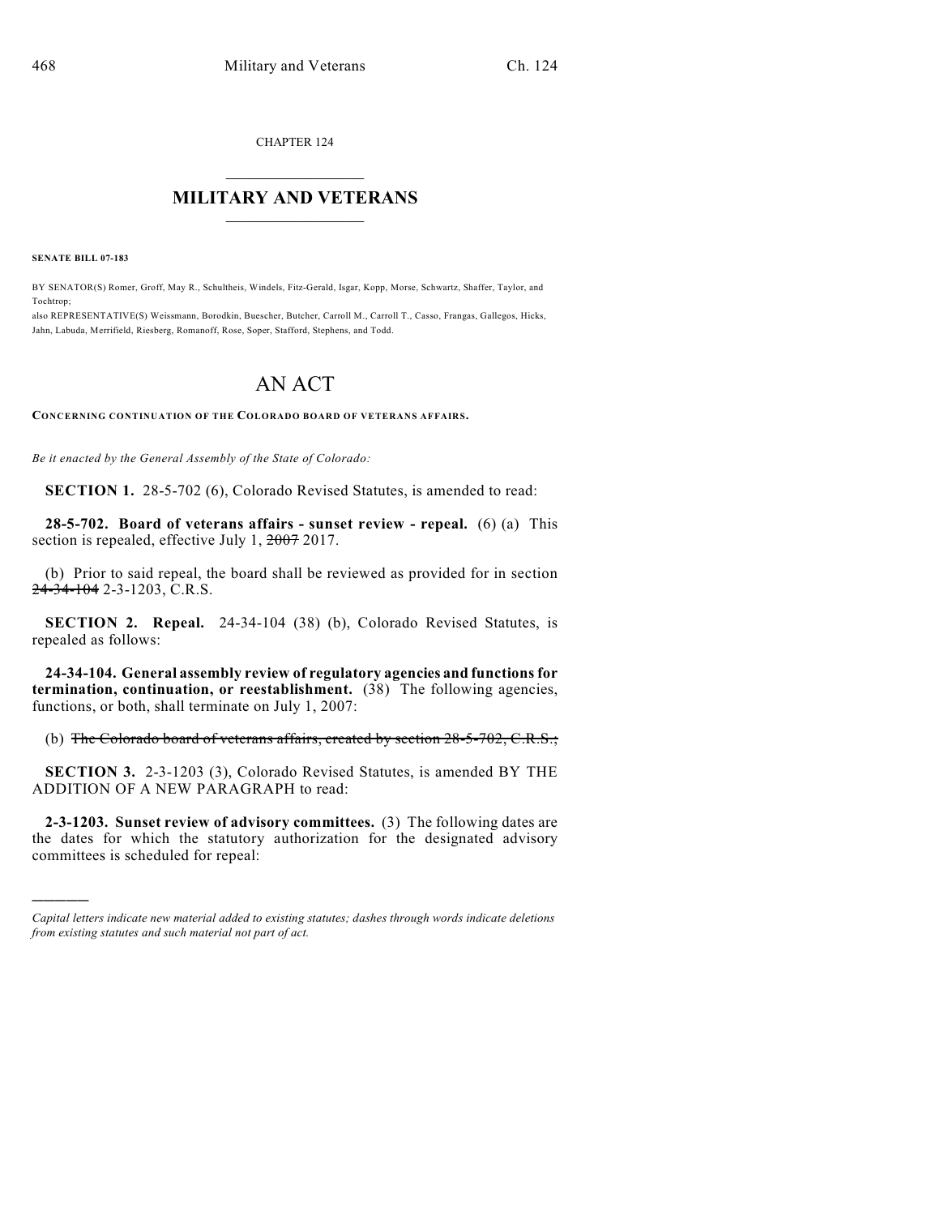CHAPTER 124

# MILITARY AND VETERANS

**SENATE BILL 07-183**

BY SENATOR(S) Romer, Groff, May R., Schultheis, Windels, Fitz-Gerald, Isgar, Kopp, Morse, Schwartz, Shaffer, Taylor, and Tochtrop;

also REPRESENTATIVE(S) Weissmann, Borodkin, Buescher, Butcher, Carroll M., Carroll T., Casso, Frangas, Gallegos, Hicks, Jahn, Labuda, Merrifield, Riesberg, Romanoff, Rose, Soper, Stafford, Stephens, and Todd.

# AN ACT

**CONCERNING CONTINUATION OF THE COLORADO BOARD OF VETERANS AFFAIRS.**

*Be it enacted by the General Assembly of the State of Colorado:*

**SECTION 1.** 28-5-702 (6), Colorado Revised Statutes, is amended to read:

**28-5-702. Board of veterans affairs - sunset review - repeal.** (6) (a) This section is repealed, effective July 1, ~~2007~~ 2017.

(b) Prior to said repeal, the board shall be reviewed as provided for in section ~~24-34-104~~ 2-3-1203, C.R.S.

**SECTION 2. Repeal.** 24-34-104 (38) (b), Colorado Revised Statutes, is repealed as follows:

**24-34-104. General assembly review of regulatory agencies and functions for termination, continuation, or reestablishment.** (38) The following agencies, functions, or both, shall terminate on July 1, 2007:

(b) ~~The Colorado board of veterans affairs, created by section 28-5-702, C.R.S.;~~

**SECTION 3.** 2-3-1203 (3), Colorado Revised Statutes, is amended BY THE ADDITION OF A NEW PARAGRAPH to read:

**2-3-1203. Sunset review of advisory committees.** (3) The following dates are the dates for which the statutory authorization for the designated advisory committees is scheduled for repeal:

---

*Capital letters indicate new material added to existing statutes; dashes through words indicate deletions from existing statutes and such material not part of act.*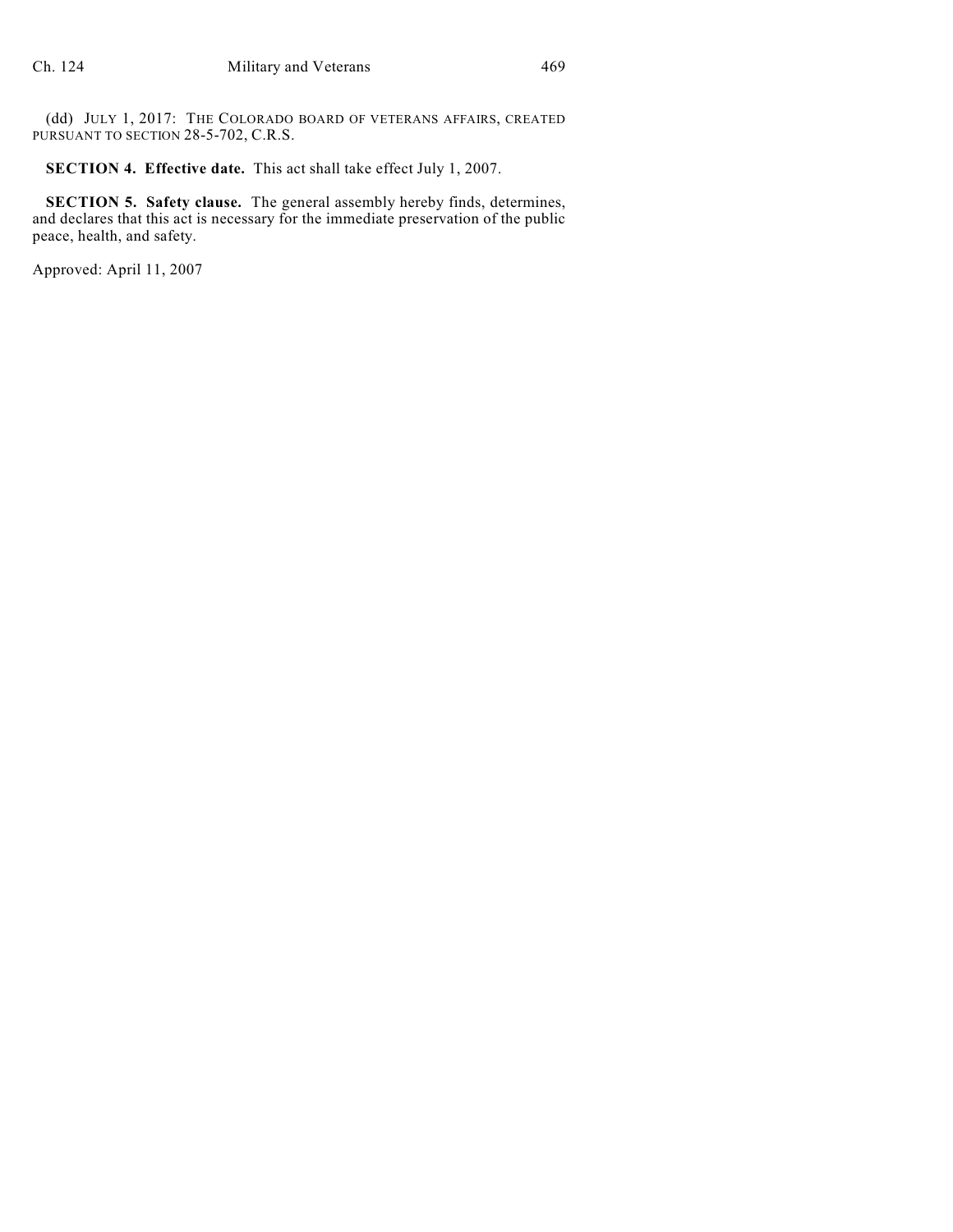(dd) JULY 1, 2017: THE COLORADO BOARD OF VETERANS AFFAIRS, CREATED PURSUANT TO SECTION 28-5-702, C.R.S.

**SECTION 4. Effective date.** This act shall take effect July 1, 2007.

**SECTION 5. Safety clause.** The general assembly hereby finds, determines, and declares that this act is necessary for the immediate preservation of the public peace, health, and safety.

Approved: April 11, 2007